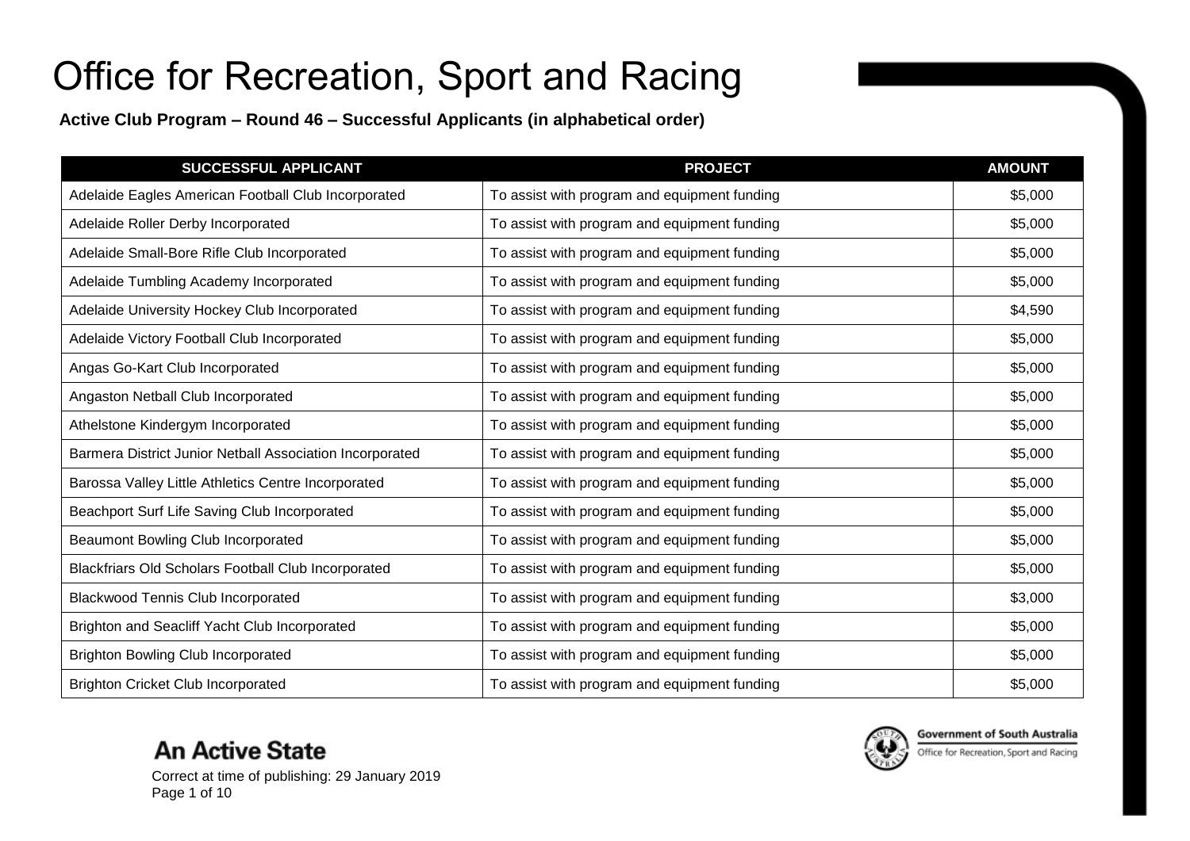# Office for Recreation, Sport and Racing

**Active Club Program – Round 46 – Successful Applicants (in alphabetical order)**

| SUCCESSFUL APPLICANT | PROJECT | AMOUNT |
|---|---|---|
| Adelaide Eagles American Football Club Incorporated | To assist with program and equipment funding | $5,000 |
| Adelaide Roller Derby Incorporated | To assist with program and equipment funding | $5,000 |
| Adelaide Small-Bore Rifle Club Incorporated | To assist with program and equipment funding | $5,000 |
| Adelaide Tumbling Academy Incorporated | To assist with program and equipment funding | $5,000 |
| Adelaide University Hockey Club Incorporated | To assist with program and equipment funding | $4,590 |
| Adelaide Victory Football Club Incorporated | To assist with program and equipment funding | $5,000 |
| Angas Go-Kart Club Incorporated | To assist with program and equipment funding | $5,000 |
| Angaston Netball Club Incorporated | To assist with program and equipment funding | $5,000 |
| Athelstone Kindergym Incorporated | To assist with program and equipment funding | $5,000 |
| Barmera District Junior Netball Association Incorporated | To assist with program and equipment funding | $5,000 |
| Barossa Valley Little Athletics Centre Incorporated | To assist with program and equipment funding | $5,000 |
| Beachport Surf Life Saving Club Incorporated | To assist with program and equipment funding | $5,000 |
| Beaumont Bowling Club Incorporated | To assist with program and equipment funding | $5,000 |
| Blackfriars Old Scholars Football Club Incorporated | To assist with program and equipment funding | $5,000 |
| Blackwood Tennis Club Incorporated | To assist with program and equipment funding | $3,000 |
| Brighton and Seacliff Yacht Club Incorporated | To assist with program and equipment funding | $5,000 |
| Brighton Bowling Club Incorporated | To assist with program and equipment funding | $5,000 |
| Brighton Cricket Club Incorporated | To assist with program and equipment funding | $5,000 |

**An Active State**

Correct at time of publishing: 29 January 2019

Government of South Australia
Office for Recreation, Sport and Racing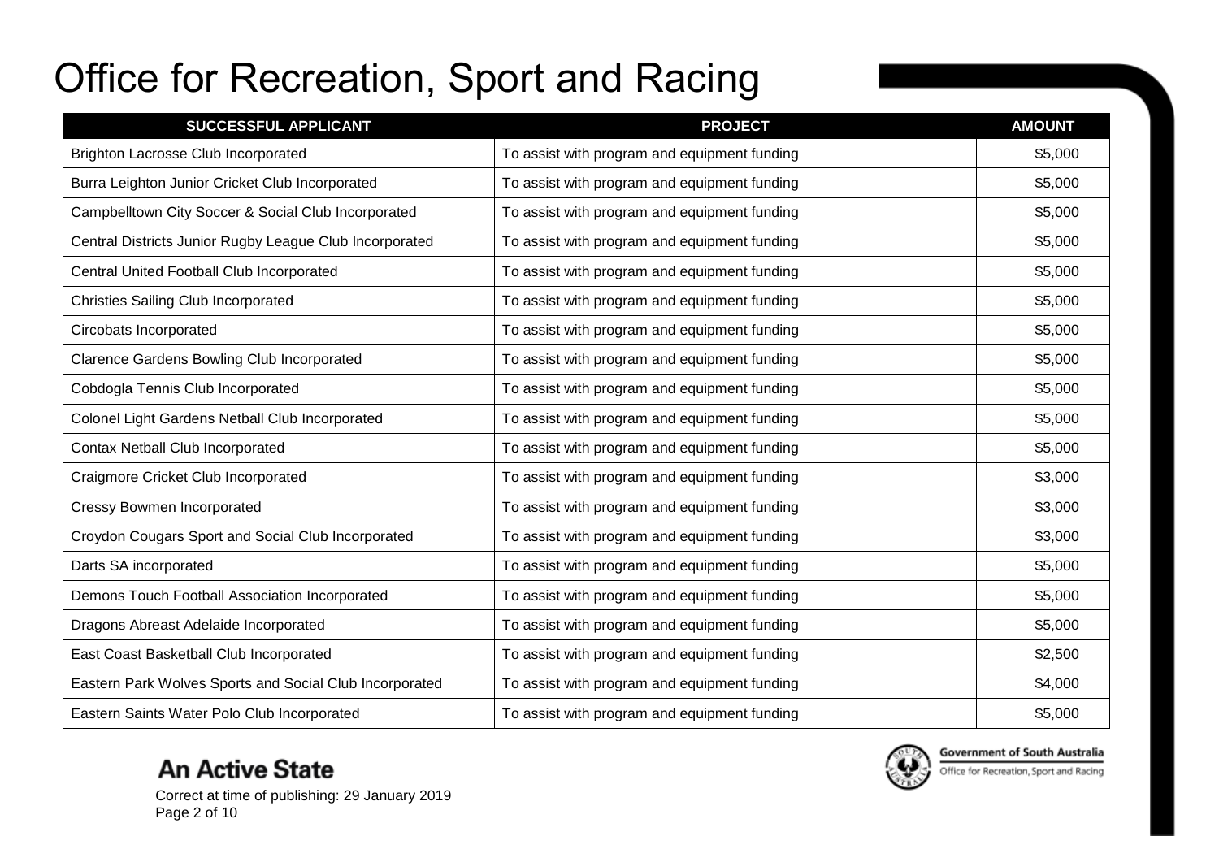# Office for Recreation, Sport and Racing

| SUCCESSFUL APPLICANT | PROJECT | AMOUNT |
|---|---|---|
| Brighton Lacrosse Club Incorporated | To assist with program and equipment funding | $5,000 |
| Burra Leighton Junior Cricket Club Incorporated | To assist with program and equipment funding | $5,000 |
| Campbelltown City Soccer & Social Club Incorporated | To assist with program and equipment funding | $5,000 |
| Central Districts Junior Rugby League Club Incorporated | To assist with program and equipment funding | $5,000 |
| Central United Football Club Incorporated | To assist with program and equipment funding | $5,000 |
| Christies Sailing Club Incorporated | To assist with program and equipment funding | $5,000 |
| Circobats Incorporated | To assist with program and equipment funding | $5,000 |
| Clarence Gardens Bowling Club Incorporated | To assist with program and equipment funding | $5,000 |
| Cobdogla Tennis Club Incorporated | To assist with program and equipment funding | $5,000 |
| Colonel Light Gardens Netball Club Incorporated | To assist with program and equipment funding | $5,000 |
| Contax Netball Club Incorporated | To assist with program and equipment funding | $5,000 |
| Craigmore Cricket Club Incorporated | To assist with program and equipment funding | $3,000 |
| Cressy Bowmen Incorporated | To assist with program and equipment funding | $3,000 |
| Croydon Cougars Sport and Social Club Incorporated | To assist with program and equipment funding | $3,000 |
| Darts SA incorporated | To assist with program and equipment funding | $5,000 |
| Demons Touch Football Association Incorporated | To assist with program and equipment funding | $5,000 |
| Dragons Abreast Adelaide Incorporated | To assist with program and equipment funding | $5,000 |
| East Coast Basketball Club Incorporated | To assist with program and equipment funding | $2,500 |
| Eastern Park Wolves Sports and Social Club Incorporated | To assist with program and equipment funding | $4,000 |
| Eastern Saints Water Polo Club Incorporated | To assist with program and equipment funding | $5,000 |

**An Active State**

Correct at time of publishing: 29 January 2019

Government of South Australia
Office for Recreation, Sport and Racing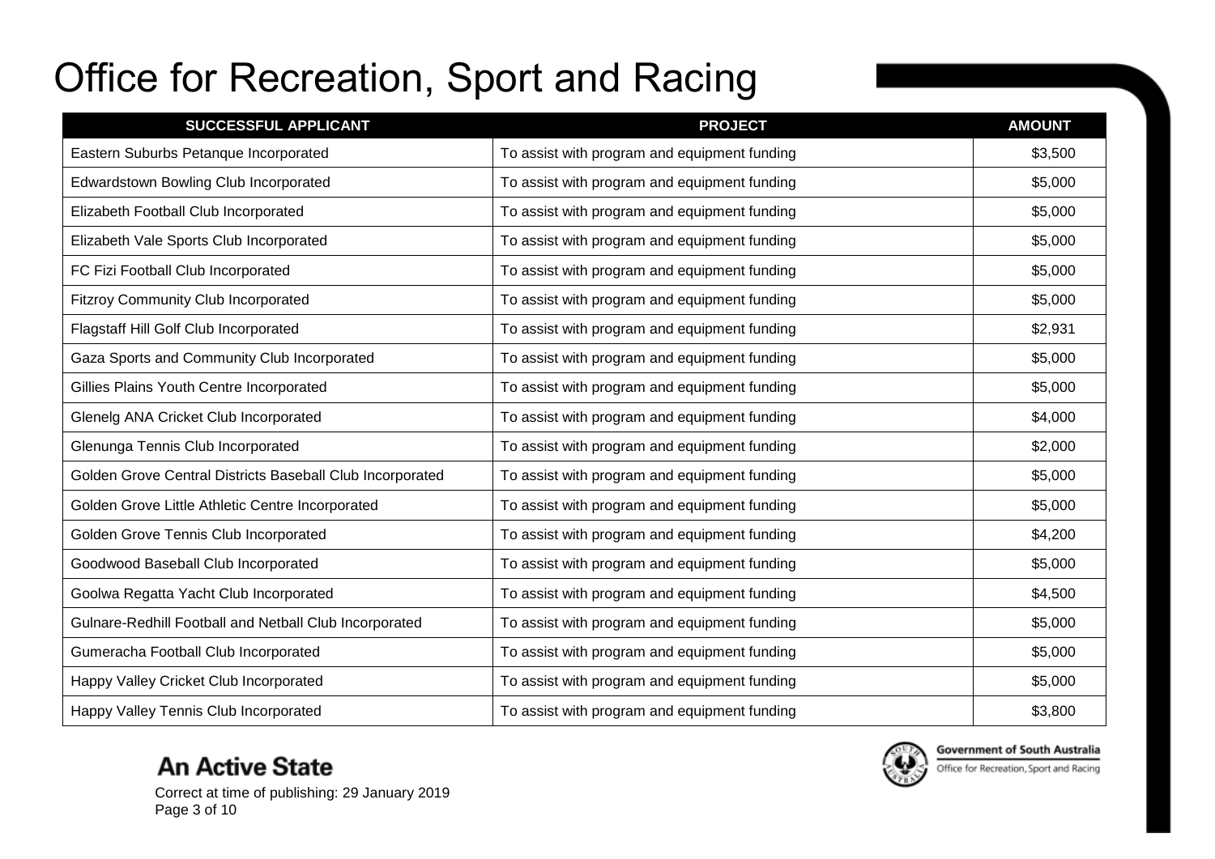# Office for Recreation, Sport and Racing

| SUCCESSFUL APPLICANT | PROJECT | AMOUNT |
| --- | --- | --- |
| Eastern Suburbs Petanque Incorporated | To assist with program and equipment funding | $3,500 |
| Edwardstown Bowling Club Incorporated | To assist with program and equipment funding | $5,000 |
| Elizabeth Football Club Incorporated | To assist with program and equipment funding | $5,000 |
| Elizabeth Vale Sports Club Incorporated | To assist with program and equipment funding | $5,000 |
| FC Fizi Football Club Incorporated | To assist with program and equipment funding | $5,000 |
| Fitzroy Community Club Incorporated | To assist with program and equipment funding | $5,000 |
| Flagstaff Hill Golf Club Incorporated | To assist with program and equipment funding | $2,931 |
| Gaza Sports and Community Club Incorporated | To assist with program and equipment funding | $5,000 |
| Gillies Plains Youth Centre Incorporated | To assist with program and equipment funding | $5,000 |
| Glenelg ANA Cricket Club Incorporated | To assist with program and equipment funding | $4,000 |
| Glenunga Tennis Club Incorporated | To assist with program and equipment funding | $2,000 |
| Golden Grove Central Districts Baseball Club Incorporated | To assist with program and equipment funding | $5,000 |
| Golden Grove Little Athletic Centre Incorporated | To assist with program and equipment funding | $5,000 |
| Golden Grove Tennis Club Incorporated | To assist with program and equipment funding | $4,200 |
| Goodwood Baseball Club Incorporated | To assist with program and equipment funding | $5,000 |
| Goolwa Regatta Yacht Club Incorporated | To assist with program and equipment funding | $4,500 |
| Gulnare-Redhill Football and Netball Club Incorporated | To assist with program and equipment funding | $5,000 |
| Gumeracha Football Club Incorporated | To assist with program and equipment funding | $5,000 |
| Happy Valley Cricket Club Incorporated | To assist with program and equipment funding | $5,000 |
| Happy Valley Tennis Club Incorporated | To assist with program and equipment funding | $3,800 |

**An Active State**

Correct at time of publishing: 29 January 2019

Government of South Australia
Office for Recreation, Sport and Racing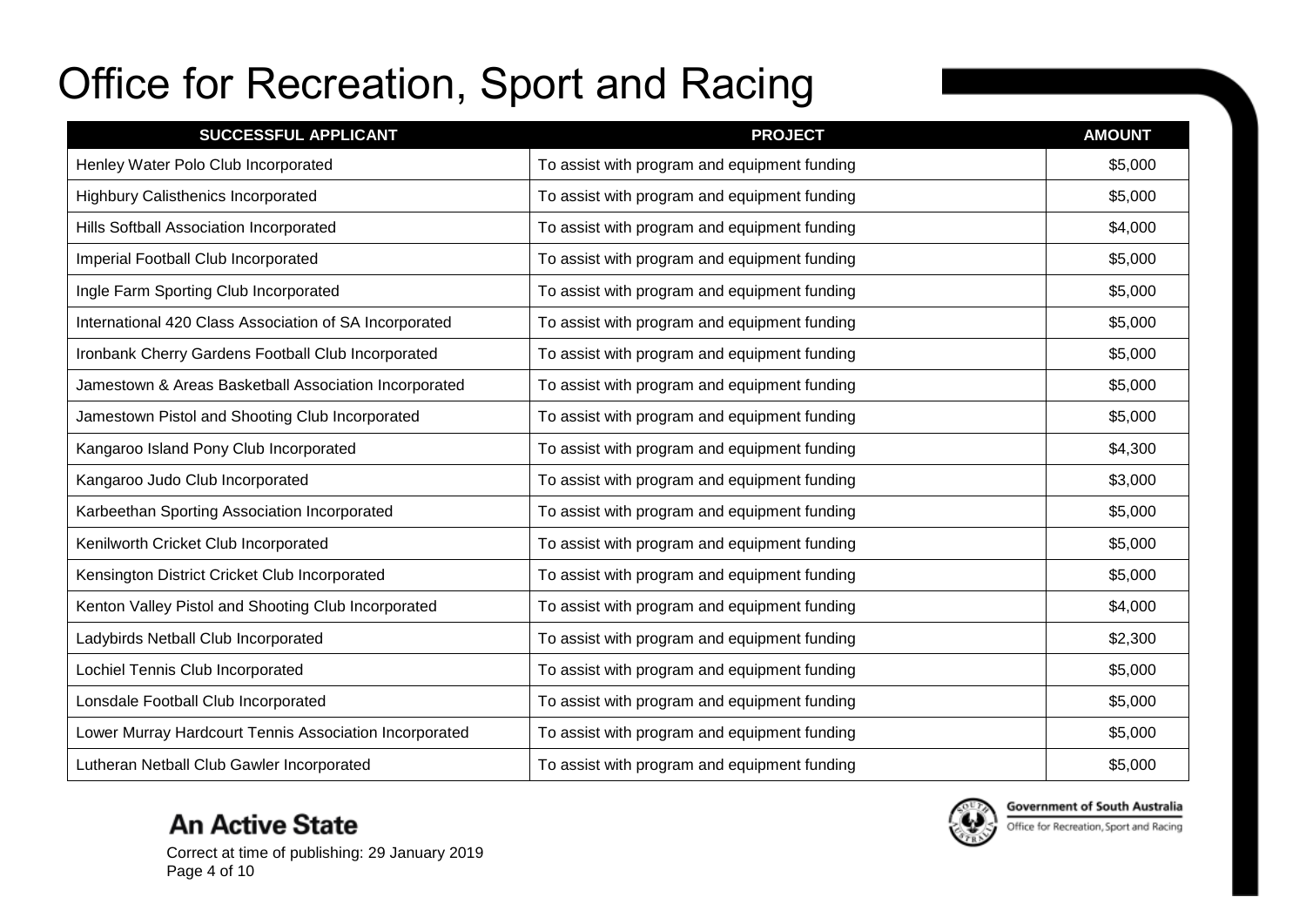# Office for Recreation, Sport and Racing

| SUCCESSFUL APPLICANT | PROJECT | AMOUNT |
| --- | --- | --- |
| Henley Water Polo Club Incorporated | To assist with program and equipment funding | $5,000 |
| Highbury Calisthenics Incorporated | To assist with program and equipment funding | $5,000 |
| Hills Softball Association Incorporated | To assist with program and equipment funding | $4,000 |
| Imperial Football Club Incorporated | To assist with program and equipment funding | $5,000 |
| Ingle Farm Sporting Club Incorporated | To assist with program and equipment funding | $5,000 |
| International 420 Class Association of SA Incorporated | To assist with program and equipment funding | $5,000 |
| Ironbank Cherry Gardens Football Club Incorporated | To assist with program and equipment funding | $5,000 |
| Jamestown & Areas Basketball Association Incorporated | To assist with program and equipment funding | $5,000 |
| Jamestown Pistol and Shooting Club Incorporated | To assist with program and equipment funding | $5,000 |
| Kangaroo Island Pony Club Incorporated | To assist with program and equipment funding | $4,300 |
| Kangaroo Judo Club Incorporated | To assist with program and equipment funding | $3,000 |
| Karbeethan Sporting Association Incorporated | To assist with program and equipment funding | $5,000 |
| Kenilworth Cricket Club Incorporated | To assist with program and equipment funding | $5,000 |
| Kensington District Cricket Club Incorporated | To assist with program and equipment funding | $5,000 |
| Kenton Valley Pistol and Shooting Club Incorporated | To assist with program and equipment funding | $4,000 |
| Ladybirds Netball Club Incorporated | To assist with program and equipment funding | $2,300 |
| Lochiel Tennis Club Incorporated | To assist with program and equipment funding | $5,000 |
| Lonsdale Football Club Incorporated | To assist with program and equipment funding | $5,000 |
| Lower Murray Hardcourt Tennis Association Incorporated | To assist with program and equipment funding | $5,000 |
| Lutheran Netball Club Gawler Incorporated | To assist with program and equipment funding | $5,000 |

**An Active State**

Correct at time of publishing: 29 January 2019

Government of South Australia
Office for Recreation, Sport and Racing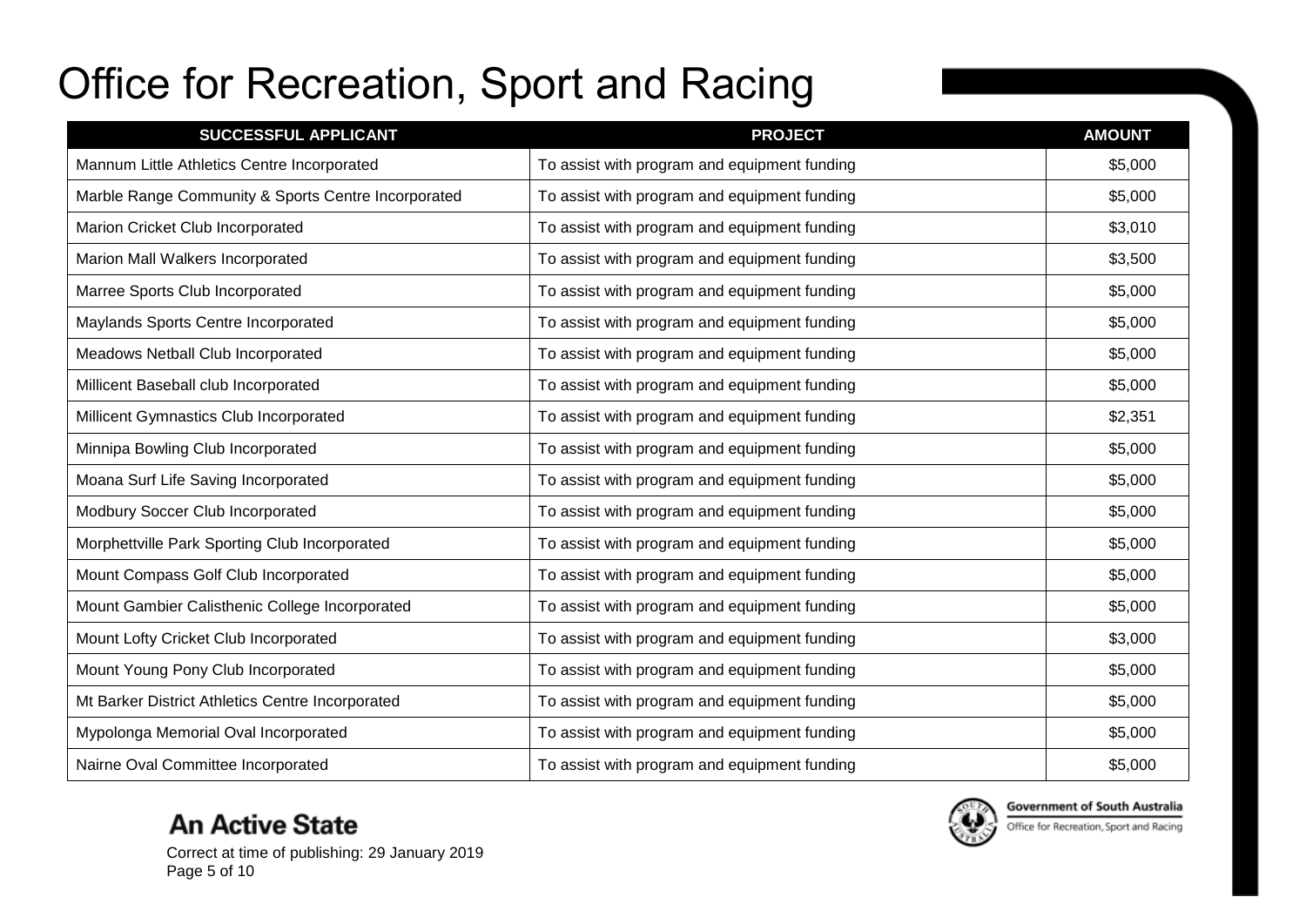# Office for Recreation, Sport and Racing

| SUCCESSFUL APPLICANT | PROJECT | AMOUNT |
| --- | --- | --- |
| Mannum Little Athletics Centre Incorporated | To assist with program and equipment funding | $5,000 |
| Marble Range Community & Sports Centre Incorporated | To assist with program and equipment funding | $5,000 |
| Marion Cricket Club Incorporated | To assist with program and equipment funding | $3,010 |
| Marion Mall Walkers Incorporated | To assist with program and equipment funding | $3,500 |
| Marree Sports Club Incorporated | To assist with program and equipment funding | $5,000 |
| Maylands Sports Centre Incorporated | To assist with program and equipment funding | $5,000 |
| Meadows Netball Club Incorporated | To assist with program and equipment funding | $5,000 |
| Millicent Baseball club Incorporated | To assist with program and equipment funding | $5,000 |
| Millicent Gymnastics Club Incorporated | To assist with program and equipment funding | $2,351 |
| Minnipa Bowling Club Incorporated | To assist with program and equipment funding | $5,000 |
| Moana Surf Life Saving Incorporated | To assist with program and equipment funding | $5,000 |
| Modbury Soccer Club Incorporated | To assist with program and equipment funding | $5,000 |
| Morphettville Park Sporting Club Incorporated | To assist with program and equipment funding | $5,000 |
| Mount Compass Golf Club Incorporated | To assist with program and equipment funding | $5,000 |
| Mount Gambier Calisthenic College Incorporated | To assist with program and equipment funding | $5,000 |
| Mount Lofty Cricket Club Incorporated | To assist with program and equipment funding | $3,000 |
| Mount Young Pony Club Incorporated | To assist with program and equipment funding | $5,000 |
| Mt Barker District Athletics Centre Incorporated | To assist with program and equipment funding | $5,000 |
| Mypolonga Memorial Oval Incorporated | To assist with program and equipment funding | $5,000 |
| Nairne Oval Committee Incorporated | To assist with program and equipment funding | $5,000 |

**An Active State**

Correct at time of publishing: 29 January 2019

Government of South Australia
Office for Recreation, Sport and Racing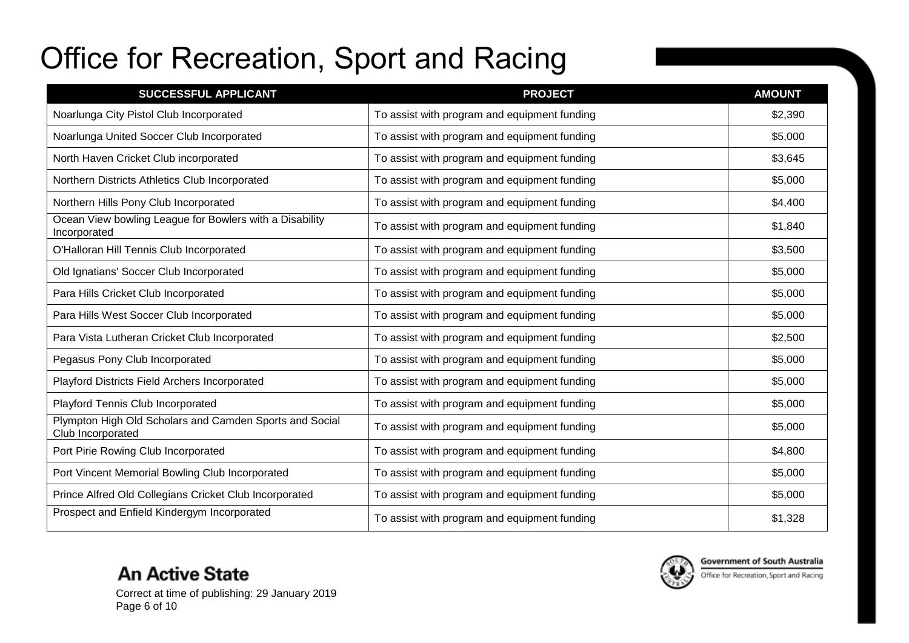# Office for Recreation, Sport and Racing

| SUCCESSFUL APPLICANT | PROJECT | AMOUNT |
|---|---|---|
| Noarlunga City Pistol Club Incorporated | To assist with program and equipment funding | $2,390 |
| Noarlunga United Soccer Club Incorporated | To assist with program and equipment funding | $5,000 |
| North Haven Cricket Club incorporated | To assist with program and equipment funding | $3,645 |
| Northern Districts Athletics Club Incorporated | To assist with program and equipment funding | $5,000 |
| Northern Hills Pony Club Incorporated | To assist with program and equipment funding | $4,400 |
| Ocean View bowling League for Bowlers with a Disability Incorporated | To assist with program and equipment funding | $1,840 |
| O'Halloran Hill Tennis Club Incorporated | To assist with program and equipment funding | $3,500 |
| Old Ignatians' Soccer Club Incorporated | To assist with program and equipment funding | $5,000 |
| Para Hills Cricket Club Incorporated | To assist with program and equipment funding | $5,000 |
| Para Hills West Soccer Club Incorporated | To assist with program and equipment funding | $5,000 |
| Para Vista Lutheran Cricket Club Incorporated | To assist with program and equipment funding | $2,500 |
| Pegasus Pony Club Incorporated | To assist with program and equipment funding | $5,000 |
| Playford Districts Field Archers Incorporated | To assist with program and equipment funding | $5,000 |
| Playford Tennis Club Incorporated | To assist with program and equipment funding | $5,000 |
| Plympton High Old Scholars and Camden Sports and Social Club Incorporated | To assist with program and equipment funding | $5,000 |
| Port Pirie Rowing Club Incorporated | To assist with program and equipment funding | $4,800 |
| Port Vincent Memorial Bowling Club Incorporated | To assist with program and equipment funding | $5,000 |
| Prince Alfred Old Collegians Cricket Club Incorporated | To assist with program and equipment funding | $5,000 |
| Prospect and Enfield Kindergym Incorporated | To assist with program and equipment funding | $1,328 |

**An Active State**

Correct at time of publishing: 29 January 2019

Government of South Australia
Office for Recreation, Sport and Racing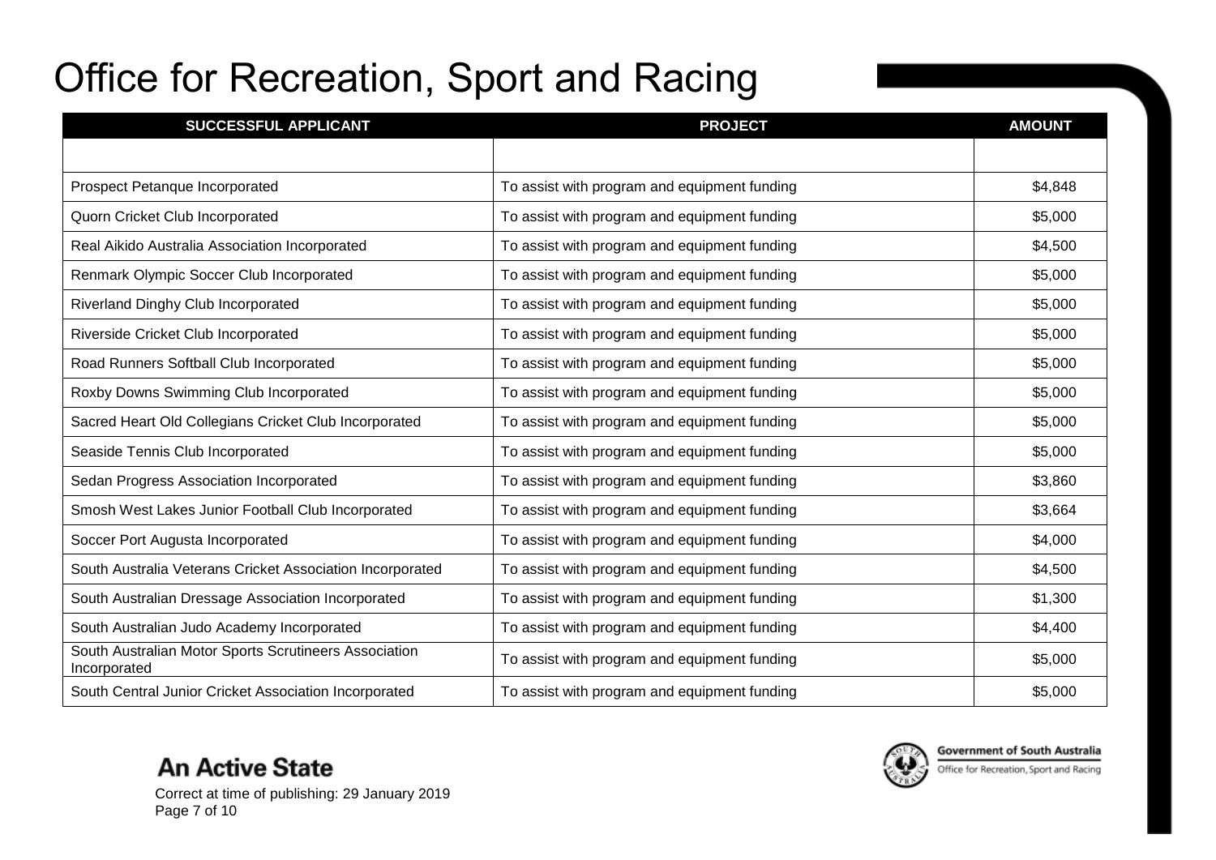# Office for Recreation, Sport and Racing

| SUCCESSFUL APPLICANT | PROJECT | AMOUNT |
|---|---|---|
| | | |
| Prospect Petanque Incorporated | To assist with program and equipment funding | $4,848 |
| Quorn Cricket Club Incorporated | To assist with program and equipment funding | $5,000 |
| Real Aikido Australia Association Incorporated | To assist with program and equipment funding | $4,500 |
| Renmark Olympic Soccer Club Incorporated | To assist with program and equipment funding | $5,000 |
| Riverland Dinghy Club Incorporated | To assist with program and equipment funding | $5,000 |
| Riverside Cricket Club Incorporated | To assist with program and equipment funding | $5,000 |
| Road Runners Softball Club Incorporated | To assist with program and equipment funding | $5,000 |
| Roxby Downs Swimming Club Incorporated | To assist with program and equipment funding | $5,000 |
| Sacred Heart Old Collegians Cricket Club Incorporated | To assist with program and equipment funding | $5,000 |
| Seaside Tennis Club Incorporated | To assist with program and equipment funding | $5,000 |
| Sedan Progress Association Incorporated | To assist with program and equipment funding | $3,860 |
| Smosh West Lakes Junior Football Club Incorporated | To assist with program and equipment funding | $3,664 |
| Soccer Port Augusta Incorporated | To assist with program and equipment funding | $4,000 |
| South Australia Veterans Cricket Association Incorporated | To assist with program and equipment funding | $4,500 |
| South Australian Dressage Association Incorporated | To assist with program and equipment funding | $1,300 |
| South Australian Judo Academy Incorporated | To assist with program and equipment funding | $4,400 |
| South Australian Motor Sports Scrutineers Association Incorporated | To assist with program and equipment funding | $5,000 |
| South Central Junior Cricket Association Incorporated | To assist with program and equipment funding | $5,000 |

**An Active State**

Correct at time of publishing: 29 January 2019

Government of South Australia
Office for Recreation, Sport and Racing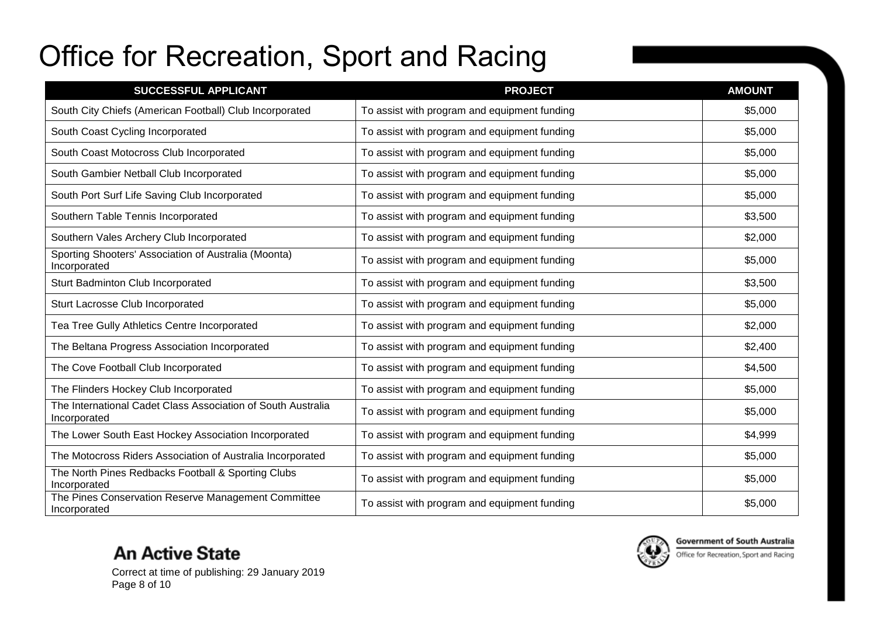# Office for Recreation, Sport and Racing

| SUCCESSFUL APPLICANT | PROJECT | AMOUNT |
|---|---|---|
| South City Chiefs (American Football) Club Incorporated | To assist with program and equipment funding | $5,000 |
| South Coast Cycling Incorporated | To assist with program and equipment funding | $5,000 |
| South Coast Motocross Club Incorporated | To assist with program and equipment funding | $5,000 |
| South Gambier Netball Club Incorporated | To assist with program and equipment funding | $5,000 |
| South Port Surf Life Saving Club Incorporated | To assist with program and equipment funding | $5,000 |
| Southern Table Tennis Incorporated | To assist with program and equipment funding | $3,500 |
| Southern Vales Archery Club Incorporated | To assist with program and equipment funding | $2,000 |
| Sporting Shooters' Association of Australia (Moonta) Incorporated | To assist with program and equipment funding | $5,000 |
| Sturt Badminton Club Incorporated | To assist with program and equipment funding | $3,500 |
| Sturt Lacrosse Club Incorporated | To assist with program and equipment funding | $5,000 |
| Tea Tree Gully Athletics Centre Incorporated | To assist with program and equipment funding | $2,000 |
| The Beltana Progress Association Incorporated | To assist with program and equipment funding | $2,400 |
| The Cove Football Club Incorporated | To assist with program and equipment funding | $4,500 |
| The Flinders Hockey Club Incorporated | To assist with program and equipment funding | $5,000 |
| The International Cadet Class Association of South Australia Incorporated | To assist with program and equipment funding | $5,000 |
| The Lower South East Hockey Association Incorporated | To assist with program and equipment funding | $4,999 |
| The Motocross Riders Association of Australia Incorporated | To assist with program and equipment funding | $5,000 |
| The North Pines Redbacks Football & Sporting Clubs Incorporated | To assist with program and equipment funding | $5,000 |
| The Pines Conservation Reserve Management Committee Incorporated | To assist with program and equipment funding | $5,000 |

**An Active State**

Correct at time of publishing: 29 January 2019

Government of South Australia
Office for Recreation, Sport and Racing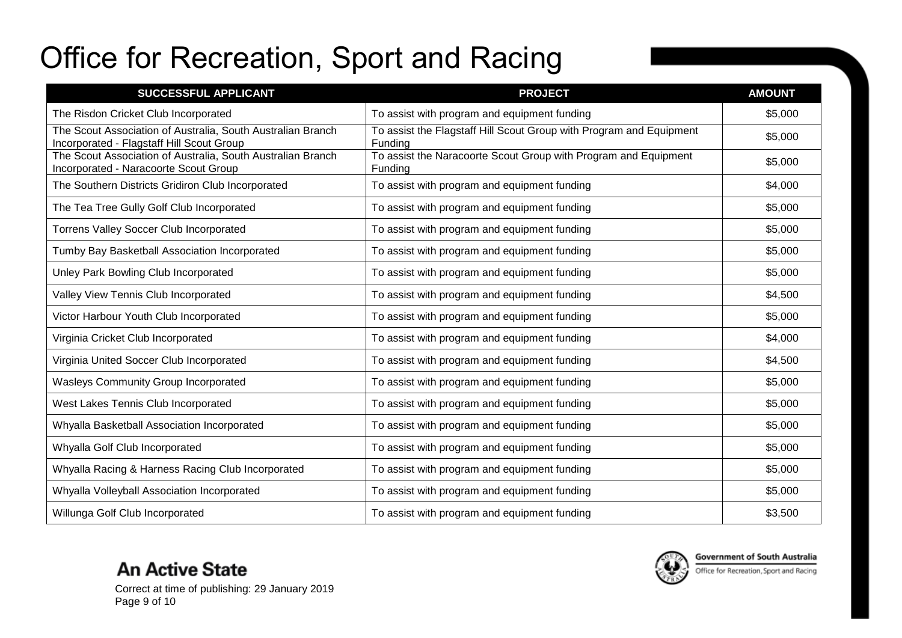# Office for Recreation, Sport and Racing

| SUCCESSFUL APPLICANT | PROJECT | AMOUNT |
|---|---|---|
| The Risdon Cricket Club Incorporated | To assist with program and equipment funding | $5,000 |
| The Scout Association of Australia, South Australian Branch Incorporated - Flagstaff Hill Scout Group | To assist the Flagstaff Hill Scout Group with Program and Equipment Funding | $5,000 |
| The Scout Association of Australia, South Australian Branch Incorporated - Naracoorte Scout Group | To assist the Naracoorte Scout Group with Program and Equipment Funding | $5,000 |
| The Southern Districts Gridiron Club Incorporated | To assist with program and equipment funding | $4,000 |
| The Tea Tree Gully Golf Club Incorporated | To assist with program and equipment funding | $5,000 |
| Torrens Valley Soccer Club Incorporated | To assist with program and equipment funding | $5,000 |
| Tumby Bay Basketball Association Incorporated | To assist with program and equipment funding | $5,000 |
| Unley Park Bowling Club Incorporated | To assist with program and equipment funding | $5,000 |
| Valley View Tennis Club Incorporated | To assist with program and equipment funding | $4,500 |
| Victor Harbour Youth Club Incorporated | To assist with program and equipment funding | $5,000 |
| Virginia Cricket Club Incorporated | To assist with program and equipment funding | $4,000 |
| Virginia United Soccer Club Incorporated | To assist with program and equipment funding | $4,500 |
| Wasleys Community Group Incorporated | To assist with program and equipment funding | $5,000 |
| West Lakes Tennis Club Incorporated | To assist with program and equipment funding | $5,000 |
| Whyalla Basketball Association Incorporated | To assist with program and equipment funding | $5,000 |
| Whyalla Golf Club Incorporated | To assist with program and equipment funding | $5,000 |
| Whyalla Racing & Harness Racing Club Incorporated | To assist with program and equipment funding | $5,000 |
| Whyalla Volleyball Association Incorporated | To assist with program and equipment funding | $5,000 |
| Willunga Golf Club Incorporated | To assist with program and equipment funding | $3,500 |

**An Active State**

Correct at time of publishing: 29 January 2019

Government of South Australia
Office for Recreation, Sport and Racing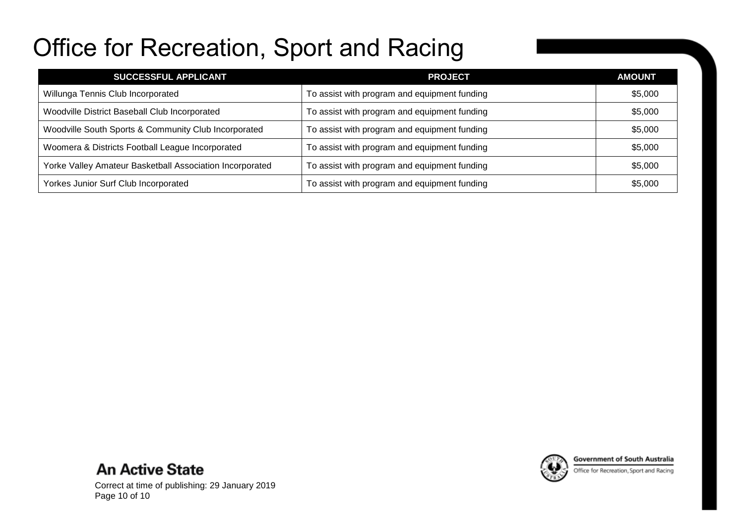# Office for Recreation, Sport and Racing

| SUCCESSFUL APPLICANT | PROJECT | AMOUNT |
|---|---|---|
| Willunga Tennis Club Incorporated | To assist with program and equipment funding | $5,000 |
| Woodville District Baseball Club Incorporated | To assist with program and equipment funding | $5,000 |
| Woodville South Sports & Community Club Incorporated | To assist with program and equipment funding | $5,000 |
| Woomera & Districts Football League Incorporated | To assist with program and equipment funding | $5,000 |
| Yorke Valley Amateur Basketball Association Incorporated | To assist with program and equipment funding | $5,000 |
| Yorkes Junior Surf Club Incorporated | To assist with program and equipment funding | $5,000 |

**An Active State**

Correct at time of publishing: 29 January 2019

Government of South Australia
Office for Recreation, Sport and Racing